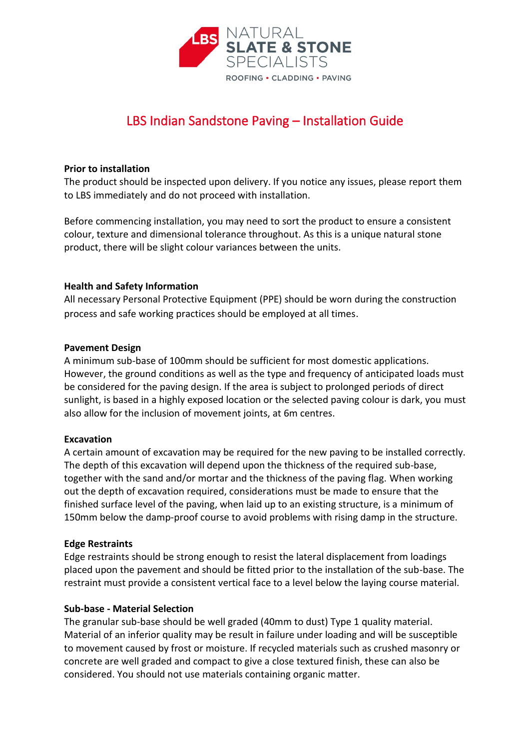NATURAL **SLATE & STONE** SPECIALISTS

ROOFING • CLADDING • PAVING

# LBS Indian Sandstone Paving – Installation Guide

**Prior to installation**

The product should be inspected upon delivery. If you notice any issues, please report them to LBS immediately and do not proceed with installation.

Before commencing installation, you may need to sort the product to ensure a consistent colour, texture and dimensional tolerance throughout. As this is a unique natural stone product, there will be slight colour variances between the units.

**Health and Safety Information**

All necessary Personal Protective Equipment (PPE) should be worn during the construction process and safe working practices should be employed at all times.

**Pavement Design**

A minimum sub-base of 100mm should be sufficient for most domestic applications. However, the ground conditions as well as the type and frequency of anticipated loads must be considered for the paving design. If the area is subject to prolonged periods of direct sunlight, is based in a highly exposed location or the selected paving colour is dark, you must also allow for the inclusion of movement joints, at 6m centres.

**Excavation**

A certain amount of excavation may be required for the new paving to be installed correctly. The depth of this excavation will depend upon the thickness of the required sub-base, together with the sand and/or mortar and the thickness of the paving flag. When working out the depth of excavation required, considerations must be made to ensure that the finished surface level of the paving, when laid up to an existing structure, is a minimum of 150mm below the damp-proof course to avoid problems with rising damp in the structure.

**Edge Restraints**

Edge restraints should be strong enough to resist the lateral displacement from loadings placed upon the pavement and should be fitted prior to the installation of the sub-base. The restraint must provide a consistent vertical face to a level below the laying course material.

**Sub-base - Material Selection**

The granular sub-base should be well graded (40mm to dust) Type 1 quality material. Material of an inferior quality may be result in failure under loading and will be susceptible to movement caused by frost or moisture. If recycled materials such as crushed masonry or concrete are well graded and compact to give a close textured finish, these can also be considered. You should not use materials containing organic matter.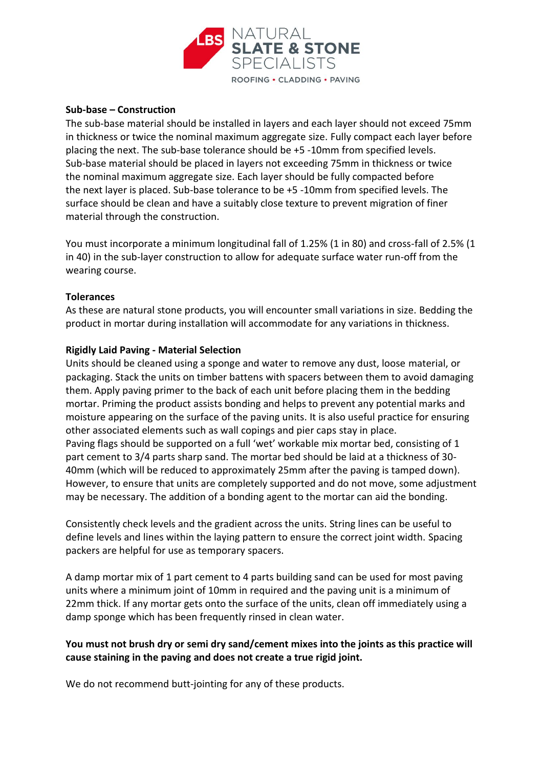**Sub-base – Construction**

The sub-base material should be installed in layers and each layer should not exceed 75mm in thickness or twice the nominal maximum aggregate size. Fully compact each layer before placing the next. The sub-base tolerance should be +5 -10mm from specified levels. Sub-base material should be placed in layers not exceeding 75mm in thickness or twice the nominal maximum aggregate size. Each layer should be fully compacted before the next layer is placed. Sub-base tolerance to be +5 -10mm from specified levels. The surface should be clean and have a suitably close texture to prevent migration of finer material through the construction.

You must incorporate a minimum longitudinal fall of 1.25% (1 in 80) and cross-fall of 2.5% (1 in 40) in the sub-layer construction to allow for adequate surface water run-off from the wearing course.

**Tolerances**

As these are natural stone products, you will encounter small variations in size. Bedding the product in mortar during installation will accommodate for any variations in thickness.

**Rigidly Laid Paving - Material Selection**

Units should be cleaned using a sponge and water to remove any dust, loose material, or packaging. Stack the units on timber battens with spacers between them to avoid damaging them. Apply paving primer to the back of each unit before placing them in the bedding mortar. Priming the product assists bonding and helps to prevent any potential marks and moisture appearing on the surface of the paving units. It is also useful practice for ensuring other associated elements such as wall copings and pier caps stay in place.
Paving flags should be supported on a full 'wet' workable mix mortar bed, consisting of 1 part cement to 3/4 parts sharp sand. The mortar bed should be laid at a thickness of 30-40mm (which will be reduced to approximately 25mm after the paving is tamped down). However, to ensure that units are completely supported and do not move, some adjustment may be necessary. The addition of a bonding agent to the mortar can aid the bonding.

Consistently check levels and the gradient across the units. String lines can be useful to define levels and lines within the laying pattern to ensure the correct joint width. Spacing packers are helpful for use as temporary spacers.

A damp mortar mix of 1 part cement to 4 parts building sand can be used for most paving units where a minimum joint of 10mm in required and the paving unit is a minimum of 22mm thick. If any mortar gets onto the surface of the units, clean off immediately using a damp sponge which has been frequently rinsed in clean water.

**You must not brush dry or semi dry sand/cement mixes into the joints as this practice will cause staining in the paving and does not create a true rigid joint.**

We do not recommend butt-jointing for any of these products.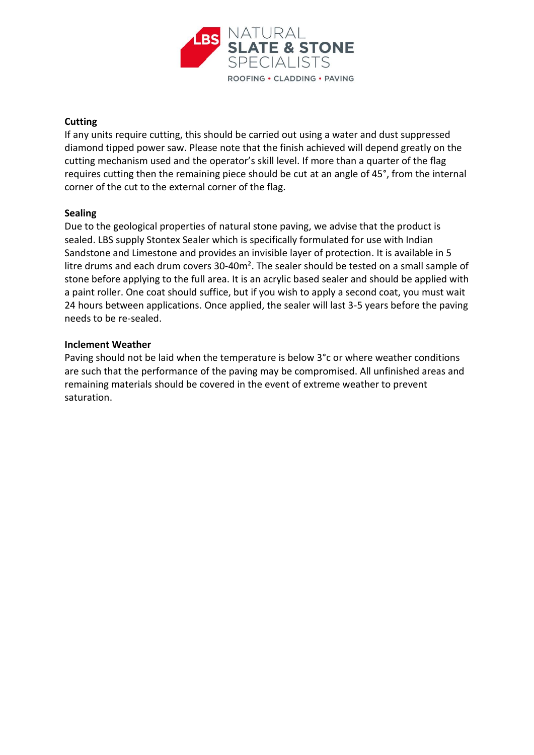**Cutting**

If any units require cutting, this should be carried out using a water and dust suppressed diamond tipped power saw. Please note that the finish achieved will depend greatly on the cutting mechanism used and the operator's skill level. If more than a quarter of the flag requires cutting then the remaining piece should be cut at an angle of 45°, from the internal corner of the cut to the external corner of the flag.

**Sealing**

Due to the geological properties of natural stone paving, we advise that the product is sealed. LBS supply Stontex Sealer which is specifically formulated for use with Indian Sandstone and Limestone and provides an invisible layer of protection. It is available in 5 litre drums and each drum covers 30-40m². The sealer should be tested on a small sample of stone before applying to the full area. It is an acrylic based sealer and should be applied with a paint roller. One coat should suffice, but if you wish to apply a second coat, you must wait 24 hours between applications. Once applied, the sealer will last 3-5 years before the paving needs to be re-sealed.

**Inclement Weather**

Paving should not be laid when the temperature is below 3°c or where weather conditions are such that the performance of the paving may be compromised. All unfinished areas and remaining materials should be covered in the event of extreme weather to prevent saturation.